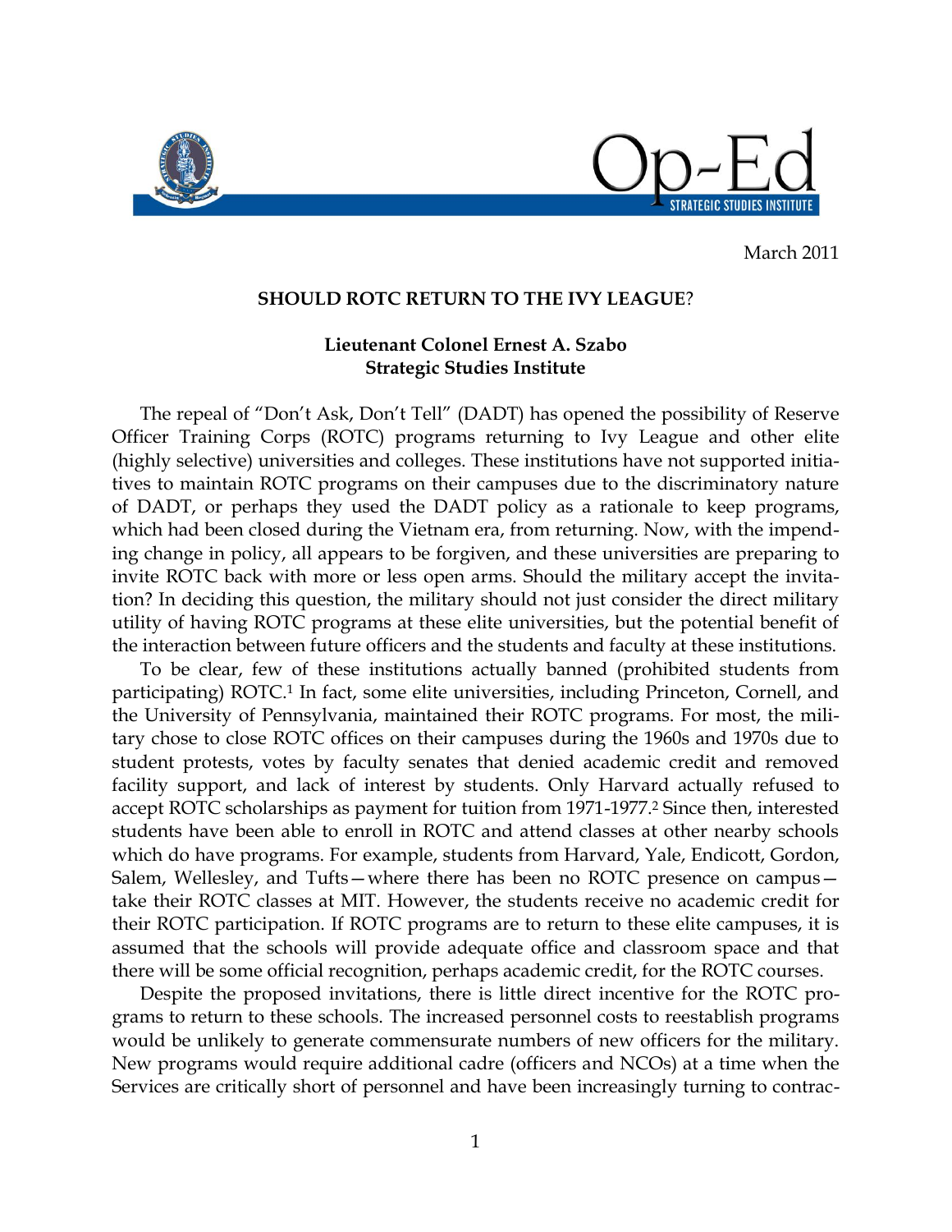March 2011

# SHOULD ROTC RETURN TO THE IVY LEAGUE?

**Lieutenant Colonel Ernest A. Szabo**
**Strategic Studies Institute**

The repeal of "Don't Ask, Don't Tell" (DADT) has opened the possibility of Reserve Officer Training Corps (ROTC) programs returning to Ivy League and other elite (highly selective) universities and colleges. These institutions have not supported initiatives to maintain ROTC programs on their campuses due to the discriminatory nature of DADT, or perhaps they used the DADT policy as a rationale to keep programs, which had been closed during the Vietnam era, from returning. Now, with the impending change in policy, all appears to be forgiven, and these universities are preparing to invite ROTC back with more or less open arms. Should the military accept the invitation? In deciding this question, the military should not just consider the direct military utility of having ROTC programs at these elite universities, but the potential benefit of the interaction between future officers and the students and faculty at these institutions.

To be clear, few of these institutions actually banned (prohibited students from participating) ROTC.[1] In fact, some elite universities, including Princeton, Cornell, and the University of Pennsylvania, maintained their ROTC programs. For most, the military chose to close ROTC offices on their campuses during the 1960s and 1970s due to student protests, votes by faculty senates that denied academic credit and removed facility support, and lack of interest by students. Only Harvard actually refused to accept ROTC scholarships as payment for tuition from 1971-1977.[2] Since then, interested students have been able to enroll in ROTC and attend classes at other nearby schools which do have programs. For example, students from Harvard, Yale, Endicott, Gordon, Salem, Wellesley, and Tufts—where there has been no ROTC presence on campus—take their ROTC classes at MIT. However, the students receive no academic credit for their ROTC participation. If ROTC programs are to return to these elite campuses, it is assumed that the schools will provide adequate office and classroom space and that there will be some official recognition, perhaps academic credit, for the ROTC courses.

Despite the proposed invitations, there is little direct incentive for the ROTC programs to return to these schools. The increased personnel costs to reestablish programs would be unlikely to generate commensurate numbers of new officers for the military. New programs would require additional cadre (officers and NCOs) at a time when the Services are critically short of personnel and have been increasingly turning to contrac-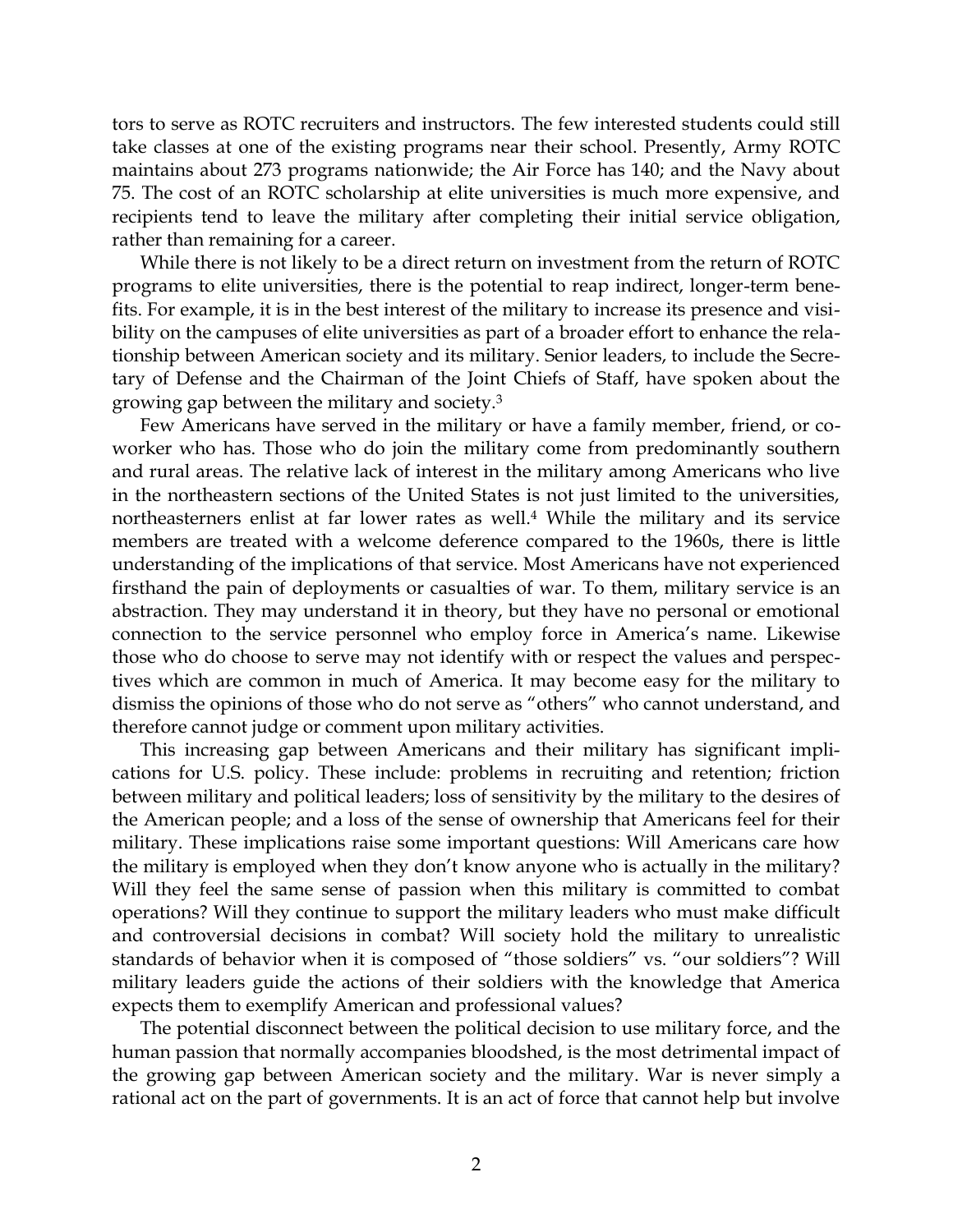tors to serve as ROTC recruiters and instructors. The few interested students could still take classes at one of the existing programs near their school. Presently, Army ROTC maintains about 273 programs nationwide; the Air Force has 140; and the Navy about 75. The cost of an ROTC scholarship at elite universities is much more expensive, and recipients tend to leave the military after completing their initial service obligation, rather than remaining for a career.

While there is not likely to be a direct return on investment from the return of ROTC programs to elite universities, there is the potential to reap indirect, longer-term benefits. For example, it is in the best interest of the military to increase its presence and visibility on the campuses of elite universities as part of a broader effort to enhance the relationship between American society and its military. Senior leaders, to include the Secretary of Defense and the Chairman of the Joint Chiefs of Staff, have spoken about the growing gap between the military and society.[3]

Few Americans have served in the military or have a family member, friend, or coworker who has. Those who do join the military come from predominantly southern and rural areas. The relative lack of interest in the military among Americans who live in the northeastern sections of the United States is not just limited to the universities, northeasterners enlist at far lower rates as well.[4] While the military and its service members are treated with a welcome deference compared to the 1960s, there is little understanding of the implications of that service. Most Americans have not experienced firsthand the pain of deployments or casualties of war. To them, military service is an abstraction. They may understand it in theory, but they have no personal or emotional connection to the service personnel who employ force in America's name. Likewise those who do choose to serve may not identify with or respect the values and perspectives which are common in much of America. It may become easy for the military to dismiss the opinions of those who do not serve as "others" who cannot understand, and therefore cannot judge or comment upon military activities.

This increasing gap between Americans and their military has significant implications for U.S. policy. These include: problems in recruiting and retention; friction between military and political leaders; loss of sensitivity by the military to the desires of the American people; and a loss of the sense of ownership that Americans feel for their military. These implications raise some important questions: Will Americans care how the military is employed when they don't know anyone who is actually in the military? Will they feel the same sense of passion when this military is committed to combat operations? Will they continue to support the military leaders who must make difficult and controversial decisions in combat? Will society hold the military to unrealistic standards of behavior when it is composed of "those soldiers" vs. "our soldiers"? Will military leaders guide the actions of their soldiers with the knowledge that America expects them to exemplify American and professional values?

The potential disconnect between the political decision to use military force, and the human passion that normally accompanies bloodshed, is the most detrimental impact of the growing gap between American society and the military. War is never simply a rational act on the part of governments. It is an act of force that cannot help but involve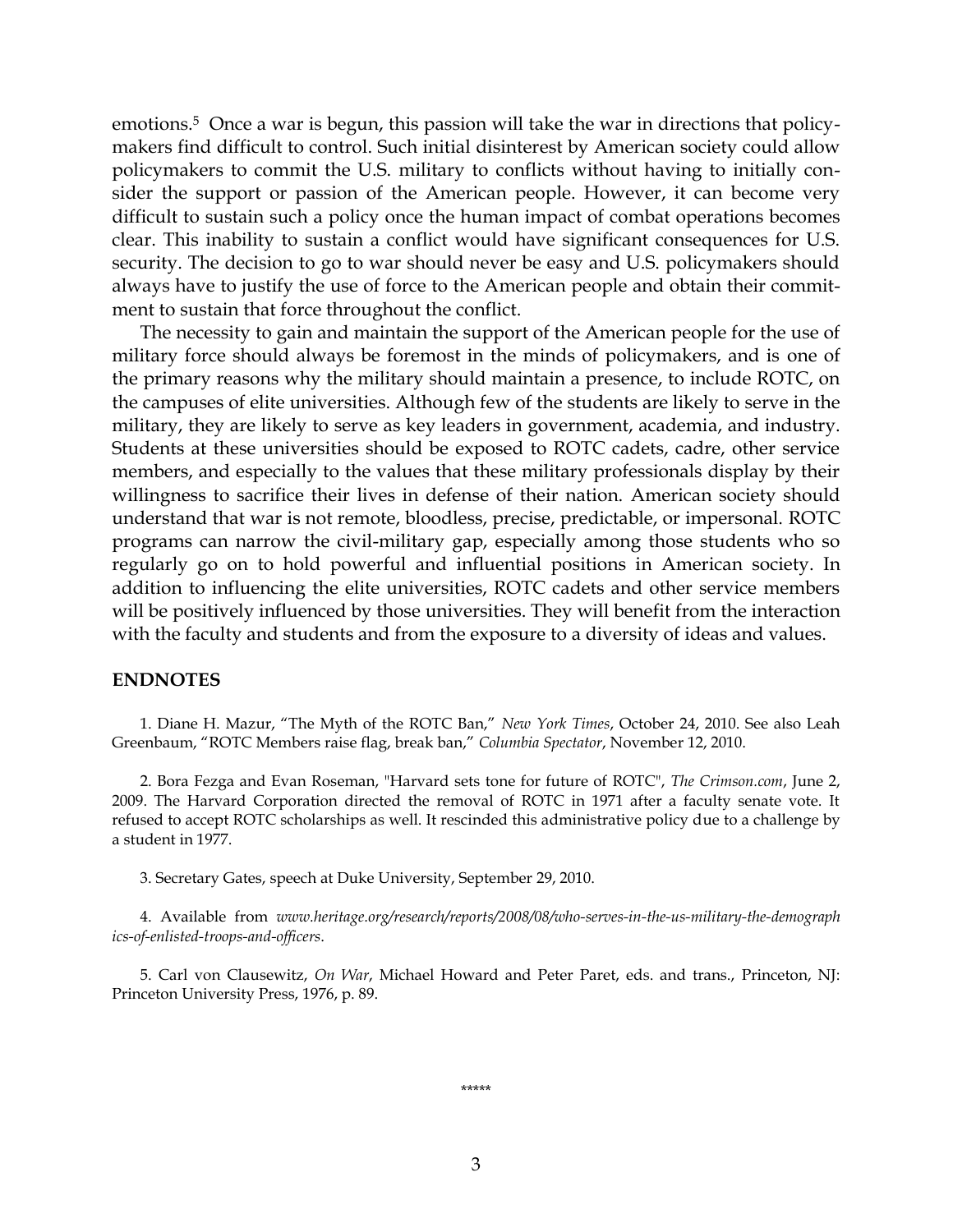emotions.[5] Once a war is begun, this passion will take the war in directions that policymakers find difficult to control. Such initial disinterest by American society could allow policymakers to commit the U.S. military to conflicts without having to initially consider the support or passion of the American people. However, it can become very difficult to sustain such a policy once the human impact of combat operations becomes clear. This inability to sustain a conflict would have significant consequences for U.S. security. The decision to go to war should never be easy and U.S. policymakers should always have to justify the use of force to the American people and obtain their commitment to sustain that force throughout the conflict.

The necessity to gain and maintain the support of the American people for the use of military force should always be foremost in the minds of policymakers, and is one of the primary reasons why the military should maintain a presence, to include ROTC, on the campuses of elite universities. Although few of the students are likely to serve in the military, they are likely to serve as key leaders in government, academia, and industry. Students at these universities should be exposed to ROTC cadets, cadre, other service members, and especially to the values that these military professionals display by their willingness to sacrifice their lives in defense of their nation. American society should understand that war is not remote, bloodless, precise, predictable, or impersonal. ROTC programs can narrow the civil-military gap, especially among those students who so regularly go on to hold powerful and influential positions in American society. In addition to influencing the elite universities, ROTC cadets and other service members will be positively influenced by those universities. They will benefit from the interaction with the faculty and students and from the exposure to a diversity of ideas and values.

## ENDNOTES

1. Diane H. Mazur, "The Myth of the ROTC Ban," *New York Times*, October 24, 2010. See also Leah Greenbaum, "ROTC Members raise flag, break ban," *Columbia Spectator*, November 12, 2010.

2. Bora Fezga and Evan Roseman, "Harvard sets tone for future of ROTC", *The Crimson.com*, June 2, 2009. The Harvard Corporation directed the removal of ROTC in 1971 after a faculty senate vote. It refused to accept ROTC scholarships as well. It rescinded this administrative policy due to a challenge by a student in 1977.

3. Secretary Gates, speech at Duke University, September 29, 2010.

4. Available from *www.heritage.org/research/reports/2008/08/who-serves-in-the-us-military-the-demographics-of-enlisted-troops-and-officers*.

5. Carl von Clausewitz, *On War*, Michael Howard and Peter Paret, eds. and trans., Princeton, NJ: Princeton University Press, 1976, p. 89.

*****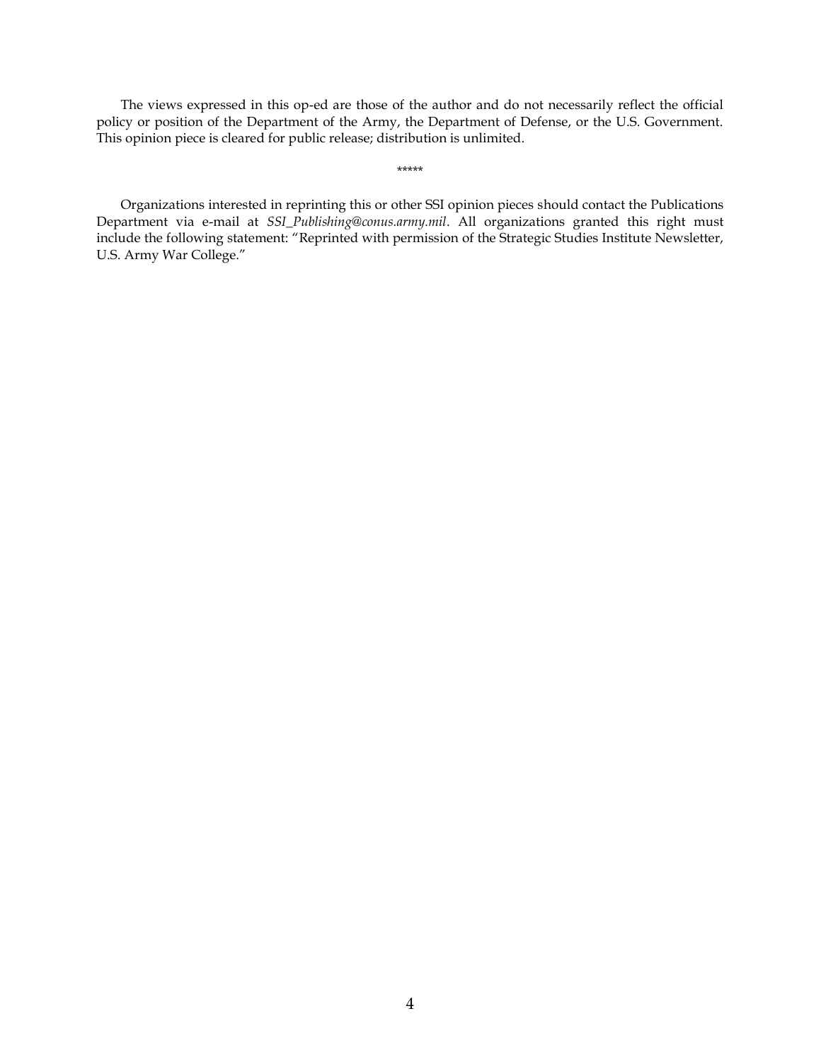The views expressed in this op-ed are those of the author and do not necessarily reflect the official policy or position of the Department of the Army, the Department of Defense, or the U.S. Government. This opinion piece is cleared for public release; distribution is unlimited.

*****

Organizations interested in reprinting this or other SSI opinion pieces should contact the Publications Department via e-mail at *SSI_Publishing@conus.army.mil*. All organizations granted this right must include the following statement: "Reprinted with permission of the Strategic Studies Institute Newsletter, U.S. Army War College."